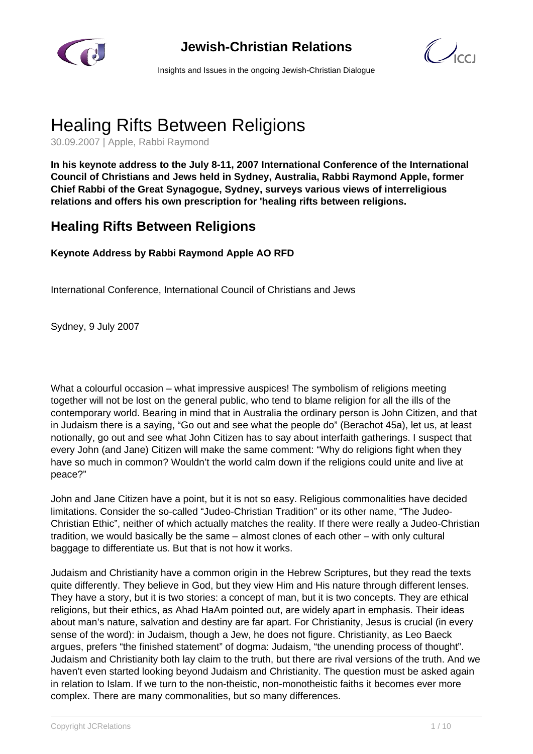# Healing Rifts Between Religions

30.09.2007 | Apple, Rabbi Raymond

**In his keynote address to the July 8-11, 2007 International Conference of the International Council of Christians and Jews held in Sydney, Australia, Rabbi Raymond Apple, former Chief Rabbi of the Great Synagogue, Sydney, surveys various views of interreligious relations and offers his own prescription for 'healing rifts between religions.**

## Healing Rifts Between Religions

**Keynote Address by Rabbi Raymond Apple AO RFD**

International Conference, International Council of Christians and Jews

Sydney, 9 July 2007

What a colourful occasion – what impressive auspices! The symbolism of religions meeting together will not be lost on the general public, who tend to blame religion for all the ills of the contemporary world. Bearing in mind that in Australia the ordinary person is John Citizen, and that in Judaism there is a saying, "Go out and see what the people do" (Berachot 45a), let us, at least notionally, go out and see what John Citizen has to say about interfaith gatherings. I suspect that every John (and Jane) Citizen will make the same comment: "Why do religions fight when they have so much in common? Wouldn't the world calm down if the religions could unite and live at peace?"

John and Jane Citizen have a point, but it is not so easy. Religious commonalities have decided limitations. Consider the so-called "Judeo-Christian Tradition" or its other name, "The Judeo-Christian Ethic", neither of which actually matches the reality. If there were really a Judeo-Christian tradition, we would basically be the same – almost clones of each other – with only cultural baggage to differentiate us. But that is not how it works.

Judaism and Christianity have a common origin in the Hebrew Scriptures, but they read the texts quite differently. They believe in God, but they view Him and His nature through different lenses. They have a story, but it is two stories: a concept of man, but it is two concepts. They are ethical religions, but their ethics, as Ahad HaAm pointed out, are widely apart in emphasis. Their ideas about man's nature, salvation and destiny are far apart. For Christianity, Jesus is crucial (in every sense of the word): in Judaism, though a Jew, he does not figure. Christianity, as Leo Baeck argues, prefers "the finished statement" of dogma: Judaism, "the unending process of thought". Judaism and Christianity both lay claim to the truth, but there are rival versions of the truth. And we haven't even started looking beyond Judaism and Christianity. The question must be asked again in relation to Islam. If we turn to the non-theistic, non-monotheistic faiths it becomes ever more complex. There are many commonalities, but so many differences.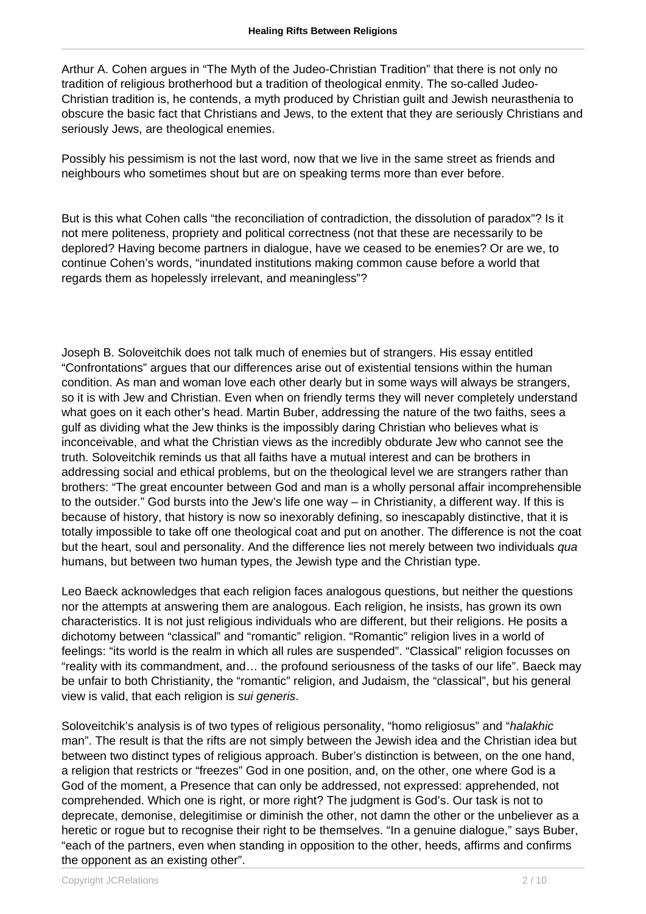Arthur A. Cohen argues in "The Myth of the Judeo-Christian Tradition" that there is not only no tradition of religious brotherhood but a tradition of theological enmity. The so-called Judeo-Christian tradition is, he contends, a myth produced by Christian guilt and Jewish neurasthenia to obscure the basic fact that Christians and Jews, to the extent that they are seriously Christians and seriously Jews, are theological enemies.

Possibly his pessimism is not the last word, now that we live in the same street as friends and neighbours who sometimes shout but are on speaking terms more than ever before.

But is this what Cohen calls "the reconciliation of contradiction, the dissolution of paradox"? Is it not mere politeness, propriety and political correctness (not that these are necessarily to be deplored? Having become partners in dialogue, have we ceased to be enemies? Or are we, to continue Cohen's words, "inundated institutions making common cause before a world that regards them as hopelessly irrelevant, and meaningless"?

Joseph B. Soloveitchik does not talk much of enemies but of strangers. His essay entitled "Confrontations" argues that our differences arise out of existential tensions within the human condition. As man and woman love each other dearly but in some ways will always be strangers, so it is with Jew and Christian. Even when on friendly terms they will never completely understand what goes on it each other's head. Martin Buber, addressing the nature of the two faiths, sees a gulf as dividing what the Jew thinks is the impossibly daring Christian who believes what is inconceivable, and what the Christian views as the incredibly obdurate Jew who cannot see the truth. Soloveitchik reminds us that all faiths have a mutual interest and can be brothers in addressing social and ethical problems, but on the theological level we are strangers rather than brothers: "The great encounter between God and man is a wholly personal affair incomprehensible to the outsider." God bursts into the Jew's life one way – in Christianity, a different way. If this is because of history, that history is now so inexorably defining, so inescapably distinctive, that it is totally impossible to take off one theological coat and put on another. The difference is not the coat but the heart, soul and personality. And the difference lies not merely between two individuals *qua* humans, but between two human types, the Jewish type and the Christian type.

Leo Baeck acknowledges that each religion faces analogous questions, but neither the questions nor the attempts at answering them are analogous. Each religion, he insists, has grown its own characteristics. It is not just religious individuals who are different, but their religions. He posits a dichotomy between "classical" and "romantic" religion. "Romantic" religion lives in a world of feelings: "its world is the realm in which all rules are suspended". "Classical" religion focusses on "reality with its commandment, and… the profound seriousness of the tasks of our life". Baeck may be unfair to both Christianity, the "romantic" religion, and Judaism, the "classical", but his general view is valid, that each religion is *sui generis*.

Soloveitchik's analysis is of two types of religious personality, "homo religiosus" and "*halakhic* man". The result is that the rifts are not simply between the Jewish idea and the Christian idea but between two distinct types of religious approach. Buber's distinction is between, on the one hand, a religion that restricts or "freezes" God in one position, and, on the other, one where God is a God of the moment, a Presence that can only be addressed, not expressed: apprehended, not comprehended. Which one is right, or more right? The judgment is God's. Our task is not to deprecate, demonise, delegitimise or diminish the other, not damn the other or the unbeliever as a heretic or rogue but to recognise their right to be themselves. "In a genuine dialogue," says Buber, "each of the partners, even when standing in opposition to the other, heeds, affirms and confirms the opponent as an existing other".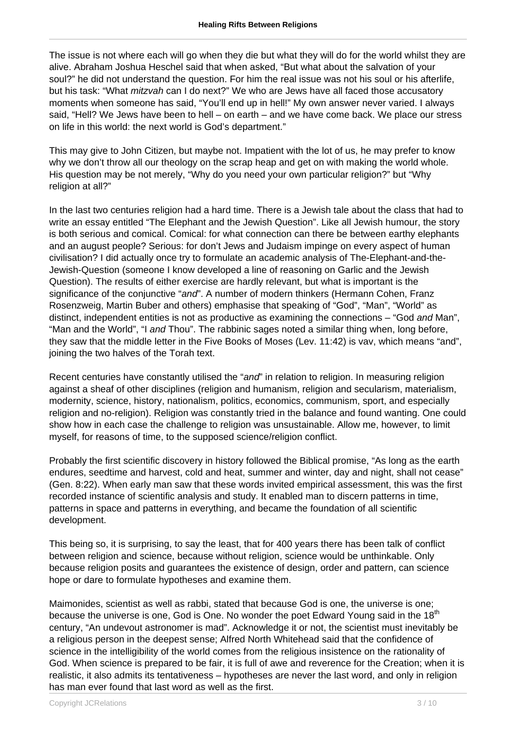The issue is not where each will go when they die but what they will do for the world whilst they are alive. Abraham Joshua Heschel said that when asked, "But what about the salvation of your soul?" he did not understand the question. For him the real issue was not his soul or his afterlife, but his task: "What *mitzvah* can I do next?" We who are Jews have all faced those accusatory moments when someone has said, "You'll end up in hell!" My own answer never varied. I always said, "Hell? We Jews have been to hell – on earth – and we have come back. We place our stress on life in this world: the next world is God's department."

This may give to John Citizen, but maybe not. Impatient with the lot of us, he may prefer to know why we don't throw all our theology on the scrap heap and get on with making the world whole. His question may be not merely, "Why do you need your own particular religion?" but "Why religion at all?"

In the last two centuries religion had a hard time. There is a Jewish tale about the class that had to write an essay entitled "The Elephant and the Jewish Question". Like all Jewish humour, the story is both serious and comical. Comical: for what connection can there be between earthy elephants and an august people? Serious: for don't Jews and Judaism impinge on every aspect of human civilisation? I did actually once try to formulate an academic analysis of The-Elephant-and-the-Jewish-Question (someone I know developed a line of reasoning on Garlic and the Jewish Question). The results of either exercise are hardly relevant, but what is important is the significance of the conjunctive "*and*". A number of modern thinkers (Hermann Cohen, Franz Rosenzweig, Martin Buber and others) emphasise that speaking of "God", "Man", "World" as distinct, independent entities is not as productive as examining the connections – "God *and* Man", "Man and the World", "I *and* Thou". The rabbinic sages noted a similar thing when, long before, they saw that the middle letter in the Five Books of Moses (Lev. 11:42) is vav, which means "and", joining the two halves of the Torah text.

Recent centuries have constantly utilised the "*and*" in relation to religion. In measuring religion against a sheaf of other disciplines (religion and humanism, religion and secularism, materialism, modernity, science, history, nationalism, politics, economics, communism, sport, and especially religion and no-religion). Religion was constantly tried in the balance and found wanting. One could show how in each case the challenge to religion was unsustainable. Allow me, however, to limit myself, for reasons of time, to the supposed science/religion conflict.

Probably the first scientific discovery in history followed the Biblical promise, "As long as the earth endures, seedtime and harvest, cold and heat, summer and winter, day and night, shall not cease" (Gen. 8:22). When early man saw that these words invited empirical assessment, this was the first recorded instance of scientific analysis and study. It enabled man to discern patterns in time, patterns in space and patterns in everything, and became the foundation of all scientific development.

This being so, it is surprising, to say the least, that for 400 years there has been talk of conflict between religion and science, because without religion, science would be unthinkable. Only because religion posits and guarantees the existence of design, order and pattern, can science hope or dare to formulate hypotheses and examine them.

Maimonides, scientist as well as rabbi, stated that because God is one, the universe is one; because the universe is one, God is One. No wonder the poet Edward Young said in the 18th century, "An undevout astronomer is mad". Acknowledge it or not, the scientist must inevitably be a religious person in the deepest sense; Alfred North Whitehead said that the confidence of science in the intelligibility of the world comes from the religious insistence on the rationality of God. When science is prepared to be fair, it is full of awe and reverence for the Creation; when it is realistic, it also admits its tentativeness – hypotheses are never the last word, and only in religion has man ever found that last word as well as the first.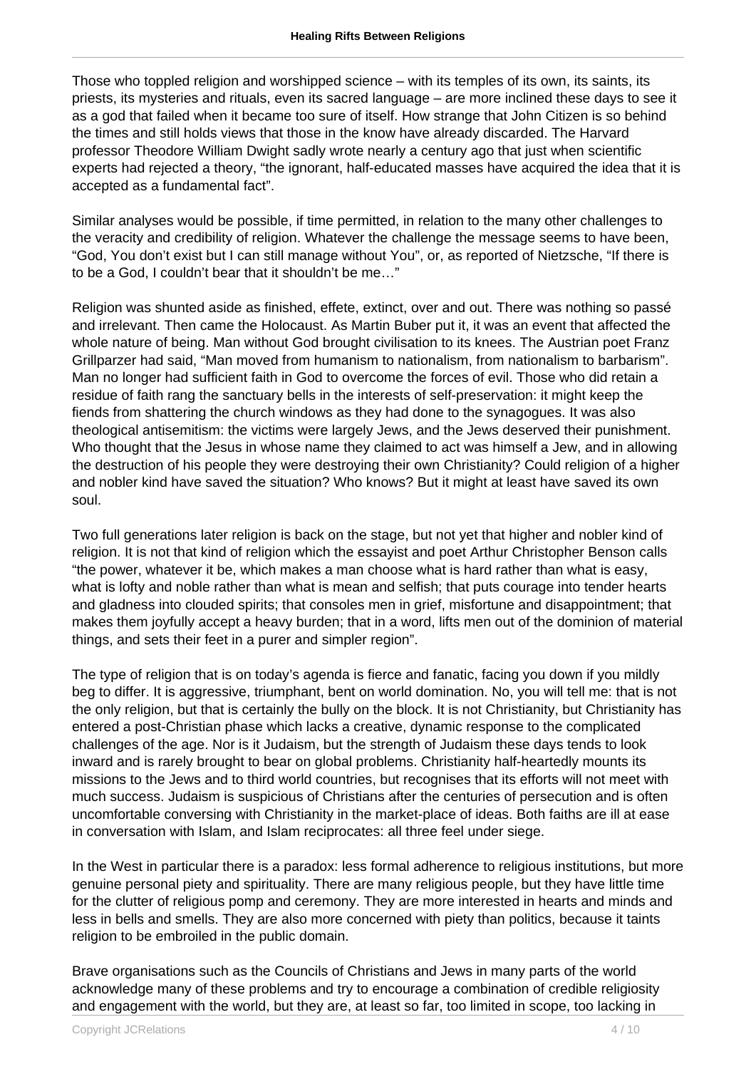Those who toppled religion and worshipped science – with its temples of its own, its saints, its priests, its mysteries and rituals, even its sacred language – are more inclined these days to see it as a god that failed when it became too sure of itself. How strange that John Citizen is so behind the times and still holds views that those in the know have already discarded. The Harvard professor Theodore William Dwight sadly wrote nearly a century ago that just when scientific experts had rejected a theory, "the ignorant, half-educated masses have acquired the idea that it is accepted as a fundamental fact".

Similar analyses would be possible, if time permitted, in relation to the many other challenges to the veracity and credibility of religion. Whatever the challenge the message seems to have been, "God, You don't exist but I can still manage without You", or, as reported of Nietzsche, "If there is to be a God, I couldn't bear that it shouldn't be me…"

Religion was shunted aside as finished, effete, extinct, over and out. There was nothing so passé and irrelevant. Then came the Holocaust. As Martin Buber put it, it was an event that affected the whole nature of being. Man without God brought civilisation to its knees. The Austrian poet Franz Grillparzer had said, "Man moved from humanism to nationalism, from nationalism to barbarism". Man no longer had sufficient faith in God to overcome the forces of evil. Those who did retain a residue of faith rang the sanctuary bells in the interests of self-preservation: it might keep the fiends from shattering the church windows as they had done to the synagogues. It was also theological antisemitism: the victims were largely Jews, and the Jews deserved their punishment. Who thought that the Jesus in whose name they claimed to act was himself a Jew, and in allowing the destruction of his people they were destroying their own Christianity? Could religion of a higher and nobler kind have saved the situation? Who knows? But it might at least have saved its own soul.

Two full generations later religion is back on the stage, but not yet that higher and nobler kind of religion. It is not that kind of religion which the essayist and poet Arthur Christopher Benson calls "the power, whatever it be, which makes a man choose what is hard rather than what is easy, what is lofty and noble rather than what is mean and selfish; that puts courage into tender hearts and gladness into clouded spirits; that consoles men in grief, misfortune and disappointment; that makes them joyfully accept a heavy burden; that in a word, lifts men out of the dominion of material things, and sets their feet in a purer and simpler region".

The type of religion that is on today's agenda is fierce and fanatic, facing you down if you mildly beg to differ. It is aggressive, triumphant, bent on world domination. No, you will tell me: that is not the only religion, but that is certainly the bully on the block. It is not Christianity, but Christianity has entered a post-Christian phase which lacks a creative, dynamic response to the complicated challenges of the age. Nor is it Judaism, but the strength of Judaism these days tends to look inward and is rarely brought to bear on global problems. Christianity half-heartedly mounts its missions to the Jews and to third world countries, but recognises that its efforts will not meet with much success. Judaism is suspicious of Christians after the centuries of persecution and is often uncomfortable conversing with Christianity in the market-place of ideas. Both faiths are ill at ease in conversation with Islam, and Islam reciprocates: all three feel under siege.

In the West in particular there is a paradox: less formal adherence to religious institutions, but more genuine personal piety and spirituality. There are many religious people, but they have little time for the clutter of religious pomp and ceremony. They are more interested in hearts and minds and less in bells and smells. They are also more concerned with piety than politics, because it taints religion to be embroiled in the public domain.

Brave organisations such as the Councils of Christians and Jews in many parts of the world acknowledge many of these problems and try to encourage a combination of credible religiosity and engagement with the world, but they are, at least so far, too limited in scope, too lacking in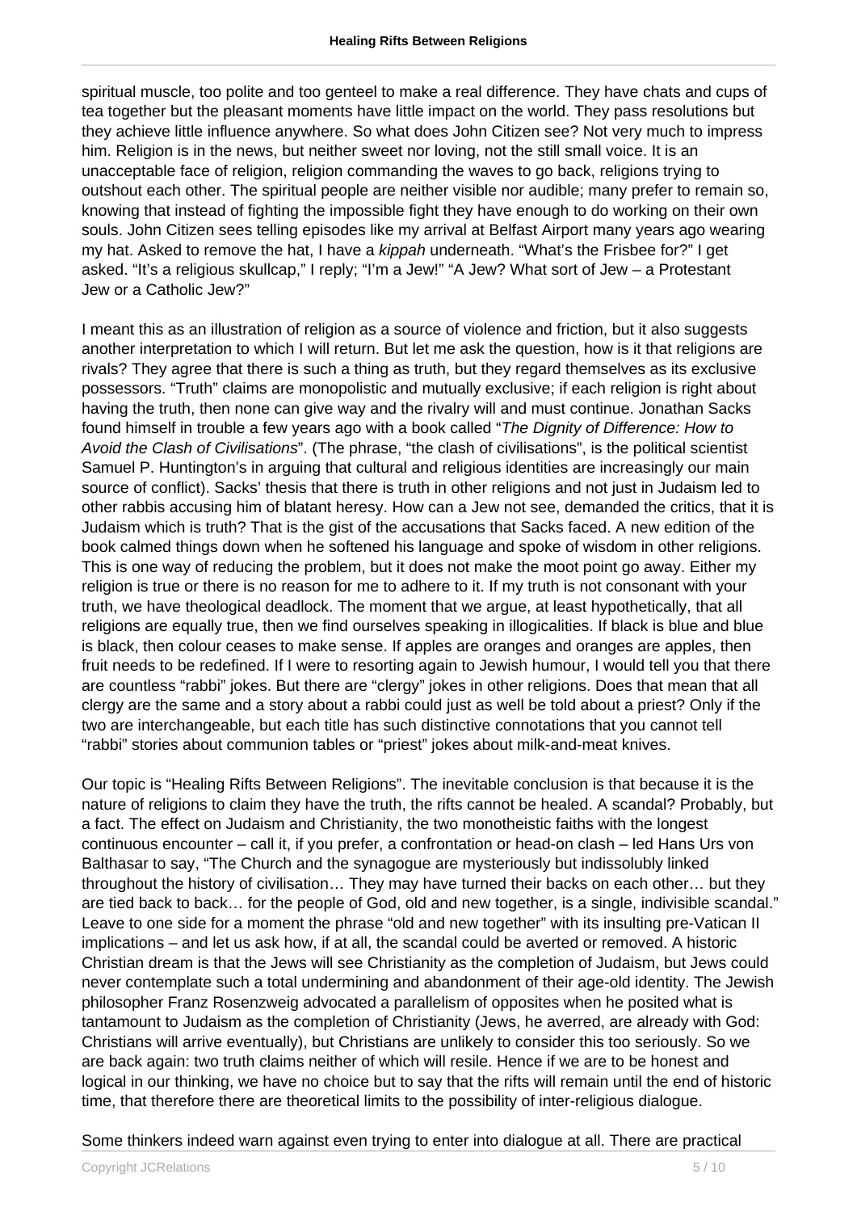spiritual muscle, too polite and too genteel to make a real difference. They have chats and cups of tea together but the pleasant moments have little impact on the world. They pass resolutions but they achieve little influence anywhere. So what does John Citizen see? Not very much to impress him. Religion is in the news, but neither sweet nor loving, not the still small voice. It is an unacceptable face of religion, religion commanding the waves to go back, religions trying to outshout each other. The spiritual people are neither visible nor audible; many prefer to remain so, knowing that instead of fighting the impossible fight they have enough to do working on their own souls. John Citizen sees telling episodes like my arrival at Belfast Airport many years ago wearing my hat. Asked to remove the hat, I have a *kippah* underneath. "What's the Frisbee for?" I get asked. "It's a religious skullcap," I reply; "I'm a Jew!" "A Jew? What sort of Jew – a Protestant Jew or a Catholic Jew?"

I meant this as an illustration of religion as a source of violence and friction, but it also suggests another interpretation to which I will return. But let me ask the question, how is it that religions are rivals? They agree that there is such a thing as truth, but they regard themselves as its exclusive possessors. "Truth" claims are monopolistic and mutually exclusive; if each religion is right about having the truth, then none can give way and the rivalry will and must continue. Jonathan Sacks found himself in trouble a few years ago with a book called "*The Dignity of Difference: How to Avoid the Clash of Civilisations*". (The phrase, "the clash of civilisations", is the political scientist Samuel P. Huntington's in arguing that cultural and religious identities are increasingly our main source of conflict). Sacks' thesis that there is truth in other religions and not just in Judaism led to other rabbis accusing him of blatant heresy. How can a Jew not see, demanded the critics, that it is Judaism which is truth? That is the gist of the accusations that Sacks faced. A new edition of the book calmed things down when he softened his language and spoke of wisdom in other religions. This is one way of reducing the problem, but it does not make the moot point go away. Either my religion is true or there is no reason for me to adhere to it. If my truth is not consonant with your truth, we have theological deadlock. The moment that we argue, at least hypothetically, that all religions are equally true, then we find ourselves speaking in illogicalities. If black is blue and blue is black, then colour ceases to make sense. If apples are oranges and oranges are apples, then fruit needs to be redefined. If I were to resorting again to Jewish humour, I would tell you that there are countless "rabbi" jokes. But there are "clergy" jokes in other religions. Does that mean that all clergy are the same and a story about a rabbi could just as well be told about a priest? Only if the two are interchangeable, but each title has such distinctive connotations that you cannot tell "rabbi" stories about communion tables or "priest" jokes about milk-and-meat knives.

Our topic is "Healing Rifts Between Religions". The inevitable conclusion is that because it is the nature of religions to claim they have the truth, the rifts cannot be healed. A scandal? Probably, but a fact. The effect on Judaism and Christianity, the two monotheistic faiths with the longest continuous encounter – call it, if you prefer, a confrontation or head-on clash – led Hans Urs von Balthasar to say, "The Church and the synagogue are mysteriously but indissolubly linked throughout the history of civilisation… They may have turned their backs on each other… but they are tied back to back… for the people of God, old and new together, is a single, indivisible scandal." Leave to one side for a moment the phrase "old and new together" with its insulting pre-Vatican II implications – and let us ask how, if at all, the scandal could be averted or removed. A historic Christian dream is that the Jews will see Christianity as the completion of Judaism, but Jews could never contemplate such a total undermining and abandonment of their age-old identity. The Jewish philosopher Franz Rosenzweig advocated a parallelism of opposites when he posited what is tantamount to Judaism as the completion of Christianity (Jews, he averred, are already with God: Christians will arrive eventually), but Christians are unlikely to consider this too seriously. So we are back again: two truth claims neither of which will resile. Hence if we are to be honest and logical in our thinking, we have no choice but to say that the rifts will remain until the end of historic time, that therefore there are theoretical limits to the possibility of inter-religious dialogue.

Some thinkers indeed warn against even trying to enter into dialogue at all. There are practical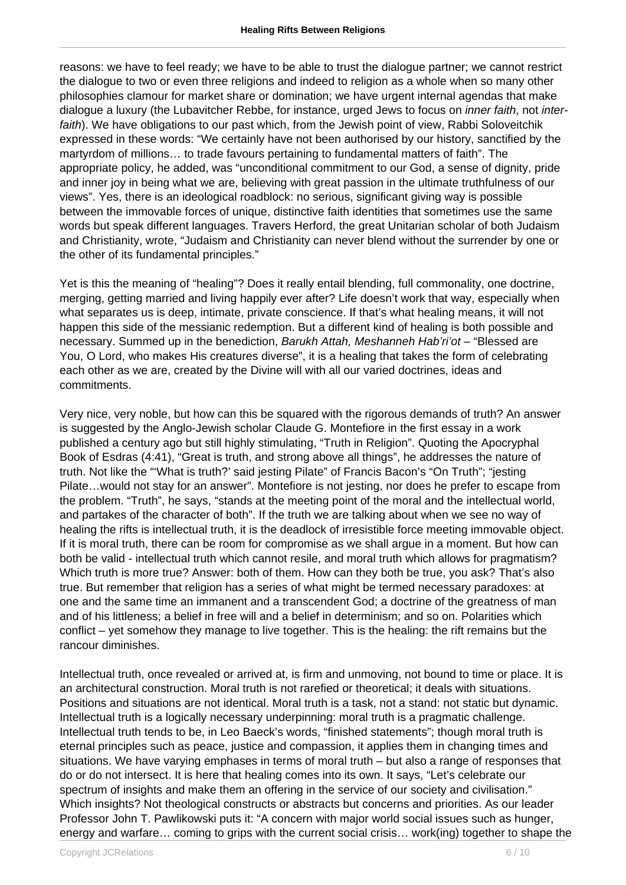reasons: we have to feel ready; we have to be able to trust the dialogue partner; we cannot restrict the dialogue to two or even three religions and indeed to religion as a whole when so many other philosophies clamour for market share or domination; we have urgent internal agendas that make dialogue a luxury (the Lubavitcher Rebbe, for instance, urged Jews to focus on *inner faith*, not *inter-faith*). We have obligations to our past which, from the Jewish point of view, Rabbi Soloveitchik expressed in these words: "We certainly have not been authorised by our history, sanctified by the martyrdom of millions… to trade favours pertaining to fundamental matters of faith". The appropriate policy, he added, was "unconditional commitment to our God, a sense of dignity, pride and inner joy in being what we are, believing with great passion in the ultimate truthfulness of our views". Yes, there is an ideological roadblock: no serious, significant giving way is possible between the immovable forces of unique, distinctive faith identities that sometimes use the same words but speak different languages. Travers Herford, the great Unitarian scholar of both Judaism and Christianity, wrote, "Judaism and Christianity can never blend without the surrender by one or the other of its fundamental principles."

Yet is this the meaning of "healing"? Does it really entail blending, full commonality, one doctrine, merging, getting married and living happily ever after? Life doesn't work that way, especially when what separates us is deep, intimate, private conscience. If that's what healing means, it will not happen this side of the messianic redemption. But a different kind of healing is both possible and necessary. Summed up in the benediction, *Barukh Attah, Meshanneh Hab'ri'ot* – "Blessed are You, O Lord, who makes His creatures diverse", it is a healing that takes the form of celebrating each other as we are, created by the Divine will with all our varied doctrines, ideas and commitments.

Very nice, very noble, but how can this be squared with the rigorous demands of truth? An answer is suggested by the Anglo-Jewish scholar Claude G. Montefiore in the first essay in a work published a century ago but still highly stimulating, "Truth in Religion". Quoting the Apocryphal Book of Esdras (4:41), "Great is truth, and strong above all things", he addresses the nature of truth. Not like the "'What is truth?' said jesting Pilate" of Francis Bacon's "On Truth"; "jesting Pilate…would not stay for an answer". Montefiore is not jesting, nor does he prefer to escape from the problem. "Truth", he says, "stands at the meeting point of the moral and the intellectual world, and partakes of the character of both". If the truth we are talking about when we see no way of healing the rifts is intellectual truth, it is the deadlock of irresistible force meeting immovable object. If it is moral truth, there can be room for compromise as we shall argue in a moment. But how can both be valid - intellectual truth which cannot resile, and moral truth which allows for pragmatism? Which truth is more true? Answer: both of them. How can they both be true, you ask? That's also true. But remember that religion has a series of what might be termed necessary paradoxes: at one and the same time an immanent and a transcendent God; a doctrine of the greatness of man and of his littleness; a belief in free will and a belief in determinism; and so on. Polarities which conflict – yet somehow they manage to live together. This is the healing: the rift remains but the rancour diminishes.

Intellectual truth, once revealed or arrived at, is firm and unmoving, not bound to time or place. It is an architectural construction. Moral truth is not rarefied or theoretical; it deals with situations. Positions and situations are not identical. Moral truth is a task, not a stand: not static but dynamic. Intellectual truth is a logically necessary underpinning: moral truth is a pragmatic challenge. Intellectual truth tends to be, in Leo Baeck's words, "finished statements"; though moral truth is eternal principles such as peace, justice and compassion, it applies them in changing times and situations. We have varying emphases in terms of moral truth – but also a range of responses that do or do not intersect. It is here that healing comes into its own. It says, "Let's celebrate our spectrum of insights and make them an offering in the service of our society and civilisation." Which insights? Not theological constructs or abstracts but concerns and priorities. As our leader Professor John T. Pawlikowski puts it: "A concern with major world social issues such as hunger, energy and warfare… coming to grips with the current social crisis… work(ing) together to shape the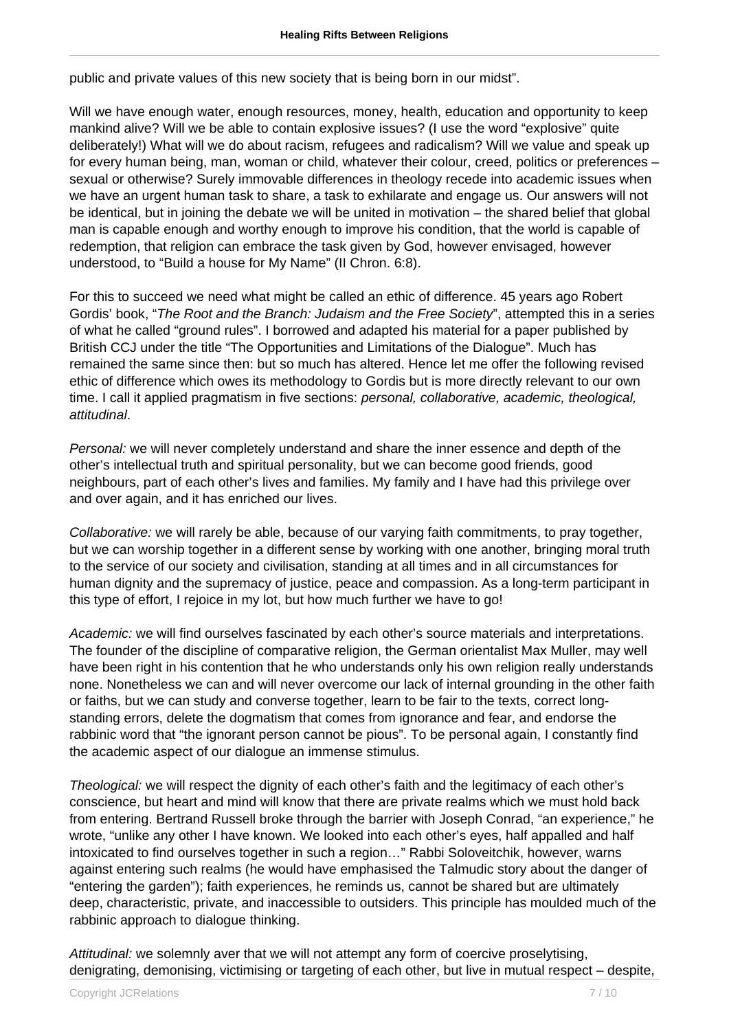public and private values of this new society that is being born in our midst".

Will we have enough water, enough resources, money, health, education and opportunity to keep mankind alive? Will we be able to contain explosive issues? (I use the word "explosive" quite deliberately!) What will we do about racism, refugees and radicalism? Will we value and speak up for every human being, man, woman or child, whatever their colour, creed, politics or preferences – sexual or otherwise? Surely immovable differences in theology recede into academic issues when we have an urgent human task to share, a task to exhilarate and engage us. Our answers will not be identical, but in joining the debate we will be united in motivation – the shared belief that global man is capable enough and worthy enough to improve his condition, that the world is capable of redemption, that religion can embrace the task given by God, however envisaged, however understood, to "Build a house for My Name" (II Chron. 6:8).

For this to succeed we need what might be called an ethic of difference. 45 years ago Robert Gordis' book, "*The Root and the Branch: Judaism and the Free Society*", attempted this in a series of what he called "ground rules". I borrowed and adapted his material for a paper published by British CCJ under the title "The Opportunities and Limitations of the Dialogue". Much has remained the same since then: but so much has altered. Hence let me offer the following revised ethic of difference which owes its methodology to Gordis but is more directly relevant to our own time. I call it applied pragmatism in five sections: *personal, collaborative, academic, theological, attitudinal*.

*Personal:* we will never completely understand and share the inner essence and depth of the other's intellectual truth and spiritual personality, but we can become good friends, good neighbours, part of each other's lives and families. My family and I have had this privilege over and over again, and it has enriched our lives.

*Collaborative:* we will rarely be able, because of our varying faith commitments, to pray together, but we can worship together in a different sense by working with one another, bringing moral truth to the service of our society and civilisation, standing at all times and in all circumstances for human dignity and the supremacy of justice, peace and compassion. As a long-term participant in this type of effort, I rejoice in my lot, but how much further we have to go!

*Academic:* we will find ourselves fascinated by each other's source materials and interpretations. The founder of the discipline of comparative religion, the German orientalist Max Muller, may well have been right in his contention that he who understands only his own religion really understands none. Nonetheless we can and will never overcome our lack of internal grounding in the other faith or faiths, but we can study and converse together, learn to be fair to the texts, correct long-standing errors, delete the dogmatism that comes from ignorance and fear, and endorse the rabbinic word that "the ignorant person cannot be pious". To be personal again, I constantly find the academic aspect of our dialogue an immense stimulus.

*Theological:* we will respect the dignity of each other's faith and the legitimacy of each other's conscience, but heart and mind will know that there are private realms which we must hold back from entering. Bertrand Russell broke through the barrier with Joseph Conrad, "an experience," he wrote, "unlike any other I have known. We looked into each other's eyes, half appalled and half intoxicated to find ourselves together in such a region…" Rabbi Soloveitchik, however, warns against entering such realms (he would have emphasised the Talmudic story about the danger of "entering the garden"); faith experiences, he reminds us, cannot be shared but are ultimately deep, characteristic, private, and inaccessible to outsiders. This principle has moulded much of the rabbinic approach to dialogue thinking.

*Attitudinal:* we solemnly aver that we will not attempt any form of coercive proselytising, denigrating, demonising, victimising or targeting of each other, but live in mutual respect – despite,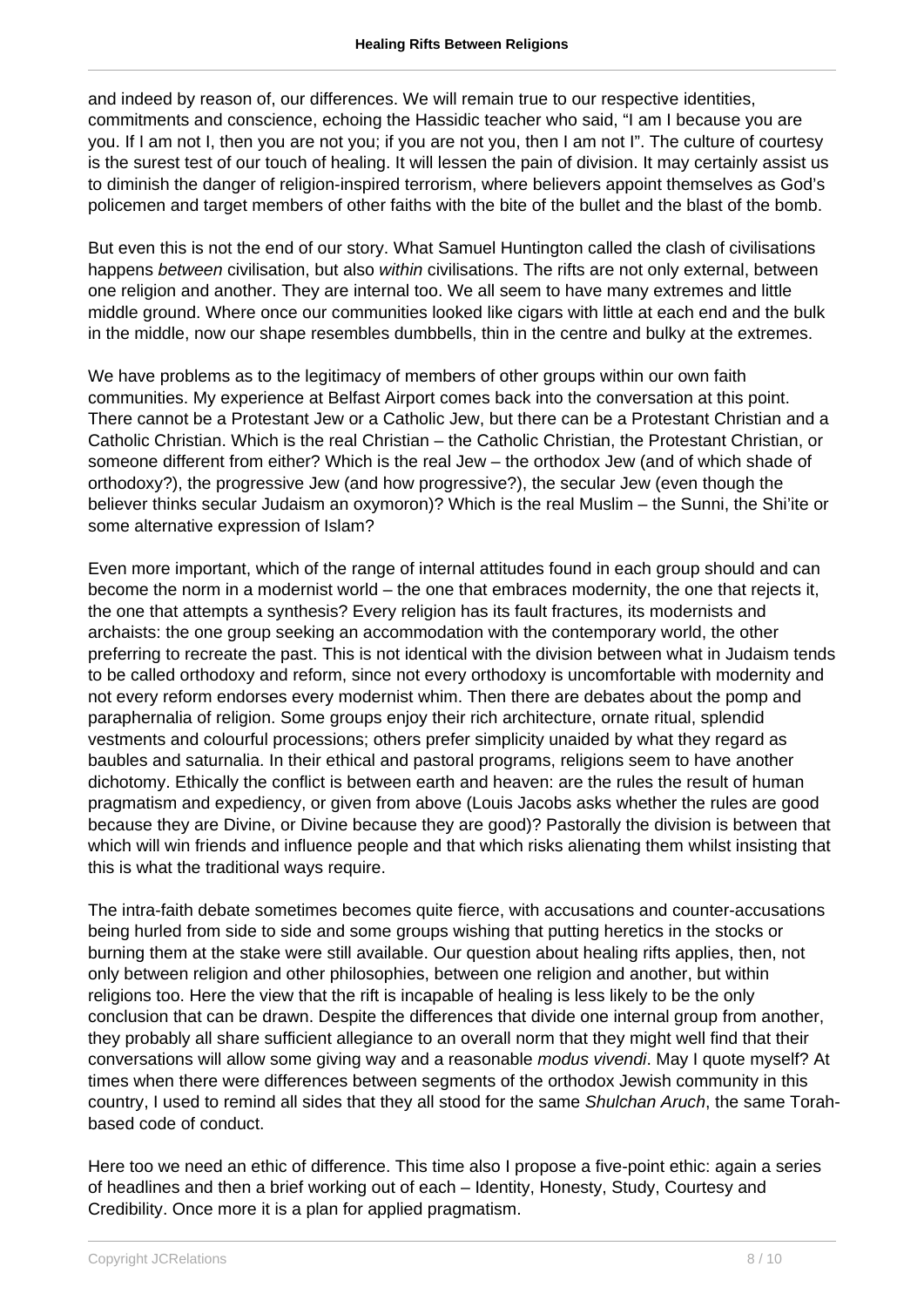and indeed by reason of, our differences. We will remain true to our respective identities, commitments and conscience, echoing the Hassidic teacher who said, "I am I because you are you. If I am not I, then you are not you; if you are not you, then I am not I". The culture of courtesy is the surest test of our touch of healing. It will lessen the pain of division. It may certainly assist us to diminish the danger of religion-inspired terrorism, where believers appoint themselves as God's policemen and target members of other faiths with the bite of the bullet and the blast of the bomb.

But even this is not the end of our story. What Samuel Huntington called the clash of civilisations happens *between* civilisation, but also *within* civilisations. The rifts are not only external, between one religion and another. They are internal too. We all seem to have many extremes and little middle ground. Where once our communities looked like cigars with little at each end and the bulk in the middle, now our shape resembles dumbbells, thin in the centre and bulky at the extremes.

We have problems as to the legitimacy of members of other groups within our own faith communities. My experience at Belfast Airport comes back into the conversation at this point. There cannot be a Protestant Jew or a Catholic Jew, but there can be a Protestant Christian and a Catholic Christian. Which is the real Christian – the Catholic Christian, the Protestant Christian, or someone different from either? Which is the real Jew – the orthodox Jew (and of which shade of orthodoxy?), the progressive Jew (and how progressive?), the secular Jew (even though the believer thinks secular Judaism an oxymoron)? Which is the real Muslim – the Sunni, the Shi'ite or some alternative expression of Islam?

Even more important, which of the range of internal attitudes found in each group should and can become the norm in a modernist world – the one that embraces modernity, the one that rejects it, the one that attempts a synthesis? Every religion has its fault fractures, its modernists and archaists: the one group seeking an accommodation with the contemporary world, the other preferring to recreate the past. This is not identical with the division between what in Judaism tends to be called orthodoxy and reform, since not every orthodoxy is uncomfortable with modernity and not every reform endorses every modernist whim. Then there are debates about the pomp and paraphernalia of religion. Some groups enjoy their rich architecture, ornate ritual, splendid vestments and colourful processions; others prefer simplicity unaided by what they regard as baubles and saturnalia. In their ethical and pastoral programs, religions seem to have another dichotomy. Ethically the conflict is between earth and heaven: are the rules the result of human pragmatism and expediency, or given from above (Louis Jacobs asks whether the rules are good because they are Divine, or Divine because they are good)? Pastorally the division is between that which will win friends and influence people and that which risks alienating them whilst insisting that this is what the traditional ways require.

The intra-faith debate sometimes becomes quite fierce, with accusations and counter-accusations being hurled from side to side and some groups wishing that putting heretics in the stocks or burning them at the stake were still available. Our question about healing rifts applies, then, not only between religion and other philosophies, between one religion and another, but within religions too. Here the view that the rift is incapable of healing is less likely to be the only conclusion that can be drawn. Despite the differences that divide one internal group from another, they probably all share sufficient allegiance to an overall norm that they might well find that their conversations will allow some giving way and a reasonable *modus vivendi*. May I quote myself? At times when there were differences between segments of the orthodox Jewish community in this country, I used to remind all sides that they all stood for the same *Shulchan Aruch*, the same Torah-based code of conduct.

Here too we need an ethic of difference. This time also I propose a five-point ethic: again a series of headlines and then a brief working out of each – Identity, Honesty, Study, Courtesy and Credibility. Once more it is a plan for applied pragmatism.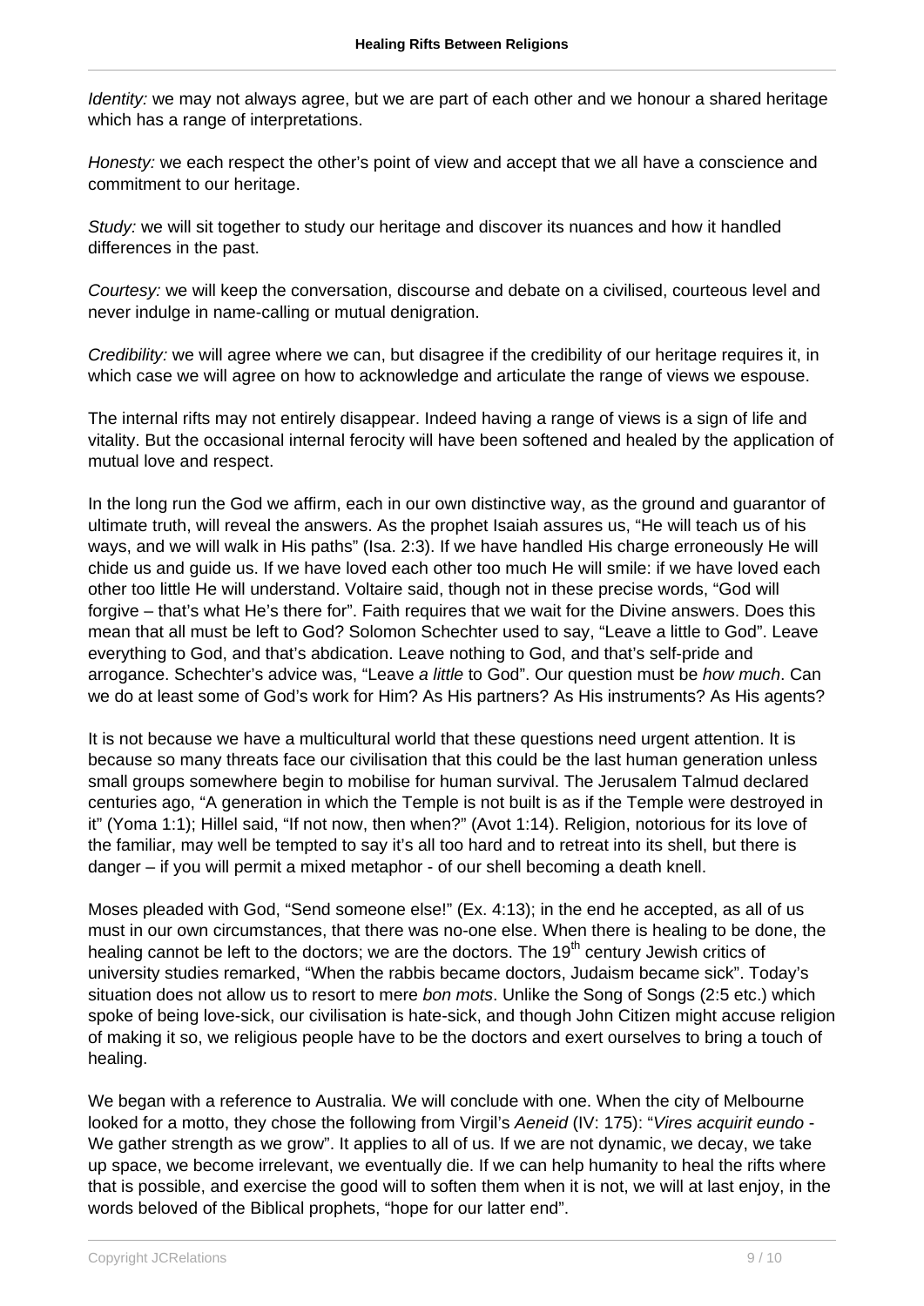*Identity:* we may not always agree, but we are part of each other and we honour a shared heritage which has a range of interpretations.

*Honesty:* we each respect the other's point of view and accept that we all have a conscience and commitment to our heritage.

*Study:* we will sit together to study our heritage and discover its nuances and how it handled differences in the past.

*Courtesy:* we will keep the conversation, discourse and debate on a civilised, courteous level and never indulge in name-calling or mutual denigration.

*Credibility:* we will agree where we can, but disagree if the credibility of our heritage requires it, in which case we will agree on how to acknowledge and articulate the range of views we espouse.

The internal rifts may not entirely disappear. Indeed having a range of views is a sign of life and vitality. But the occasional internal ferocity will have been softened and healed by the application of mutual love and respect.

In the long run the God we affirm, each in our own distinctive way, as the ground and guarantor of ultimate truth, will reveal the answers. As the prophet Isaiah assures us, "He will teach us of his ways, and we will walk in His paths" (Isa. 2:3). If we have handled His charge erroneously He will chide us and guide us. If we have loved each other too much He will smile: if we have loved each other too little He will understand. Voltaire said, though not in these precise words, "God will forgive – that's what He's there for". Faith requires that we wait for the Divine answers. Does this mean that all must be left to God? Solomon Schechter used to say, "Leave a little to God". Leave everything to God, and that's abdication. Leave nothing to God, and that's self-pride and arrogance. Schechter's advice was, "Leave *a little* to God". Our question must be *how much*. Can we do at least some of God's work for Him? As His partners? As His instruments? As His agents?

It is not because we have a multicultural world that these questions need urgent attention. It is because so many threats face our civilisation that this could be the last human generation unless small groups somewhere begin to mobilise for human survival. The Jerusalem Talmud declared centuries ago, "A generation in which the Temple is not built is as if the Temple were destroyed in it" (Yoma 1:1); Hillel said, "If not now, then when?" (Avot 1:14). Religion, notorious for its love of the familiar, may well be tempted to say it's all too hard and to retreat into its shell, but there is danger – if you will permit a mixed metaphor - of our shell becoming a death knell.

Moses pleaded with God, "Send someone else!" (Ex. 4:13); in the end he accepted, as all of us must in our own circumstances, that there was no-one else. When there is healing to be done, the healing cannot be left to the doctors; we are the doctors. The 19th century Jewish critics of university studies remarked, "When the rabbis became doctors, Judaism became sick". Today's situation does not allow us to resort to mere *bon mots*. Unlike the Song of Songs (2:5 etc.) which spoke of being love-sick, our civilisation is hate-sick, and though John Citizen might accuse religion of making it so, we religious people have to be the doctors and exert ourselves to bring a touch of healing.

We began with a reference to Australia. We will conclude with one. When the city of Melbourne looked for a motto, they chose the following from Virgil's *Aeneid* (IV: 175): "*Vires acquirit eundo* - We gather strength as we grow". It applies to all of us. If we are not dynamic, we decay, we take up space, we become irrelevant, we eventually die. If we can help humanity to heal the rifts where that is possible, and exercise the good will to soften them when it is not, we will at last enjoy, in the words beloved of the Biblical prophets, "hope for our latter end".